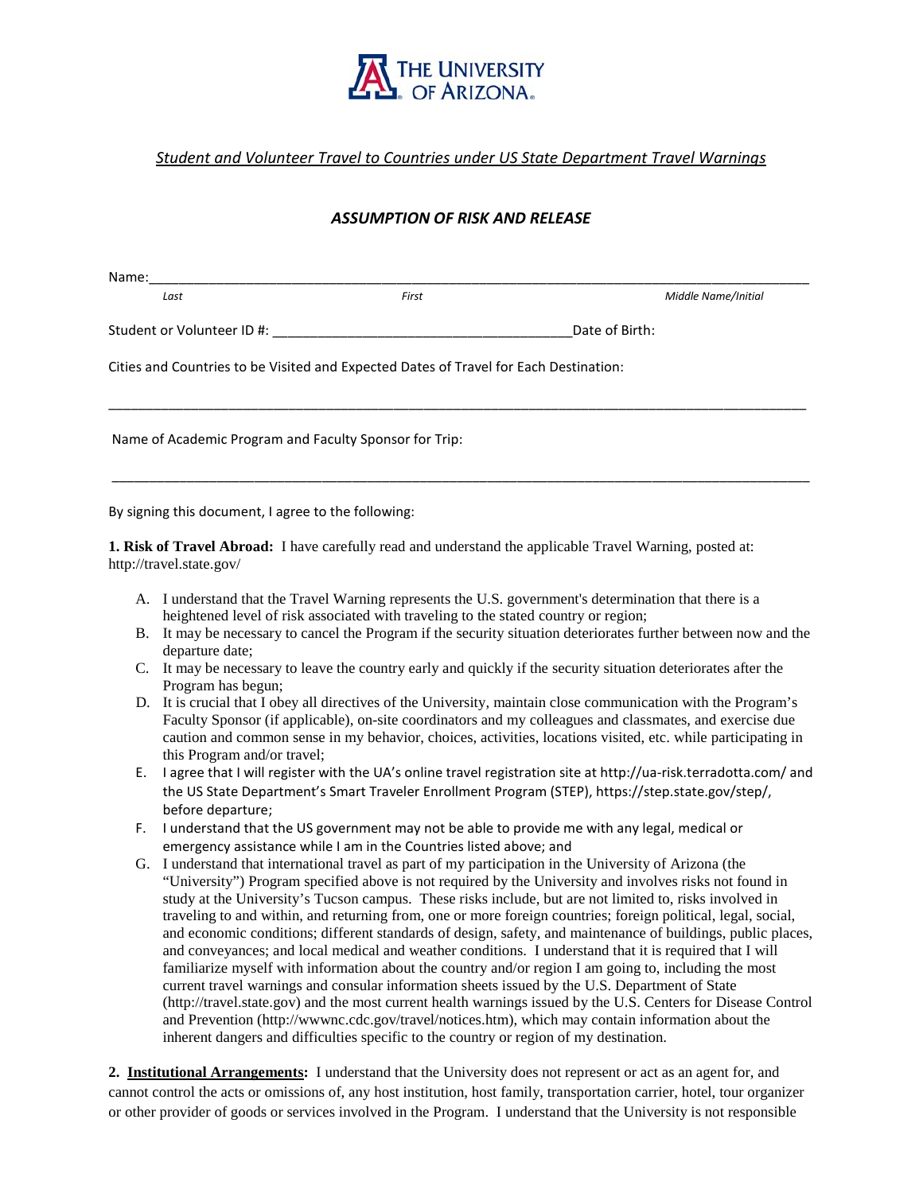THE UNIVERSITY OF ARIZONA

*Student and Volunteer Travel to Countries under US State Department Travel Warnings*

## *ASSUMPTION OF RISK AND RELEASE*

Name:___________________________________________________________________________

*Last* *First* *Middle Name/Initial*

Student or Volunteer ID #: ________________________________________Date of Birth:

Cities and Countries to be Visited and Expected Dates of Travel for Each Destination:

___________________________________________________________________________

Name of Academic Program and Faculty Sponsor for Trip:

___________________________________________________________________________

By signing this document, I agree to the following:

**1. Risk of Travel Abroad:** I have carefully read and understand the applicable Travel Warning, posted at: http://travel.state.gov/

A. I understand that the Travel Warning represents the U.S. government's determination that there is a heightened level of risk associated with traveling to the stated country or region;
B. It may be necessary to cancel the Program if the security situation deteriorates further between now and the departure date;
C. It may be necessary to leave the country early and quickly if the security situation deteriorates after the Program has begun;
D. It is crucial that I obey all directives of the University, maintain close communication with the Program's Faculty Sponsor (if applicable), on-site coordinators and my colleagues and classmates, and exercise due caution and common sense in my behavior, choices, activities, locations visited, etc. while participating in this Program and/or travel;
E. I agree that I will register with the UA's online travel registration site at http://ua-risk.terradotta.com/ and the US State Department's Smart Traveler Enrollment Program (STEP), https://step.state.gov/step/, before departure;
F. I understand that the US government may not be able to provide me with any legal, medical or emergency assistance while I am in the Countries listed above; and
G. I understand that international travel as part of my participation in the University of Arizona (the "University") Program specified above is not required by the University and involves risks not found in study at the University's Tucson campus. These risks include, but are not limited to, risks involved in traveling to and within, and returning from, one or more foreign countries; foreign political, legal, social, and economic conditions; different standards of design, safety, and maintenance of buildings, public places, and conveyances; and local medical and weather conditions. I understand that it is required that I will familiarize myself with information about the country and/or region I am going to, including the most current travel warnings and consular information sheets issued by the U.S. Department of State (http://travel.state.gov) and the most current health warnings issued by the U.S. Centers for Disease Control and Prevention (http://wwwnc.cdc.gov/travel/notices.htm), which may contain information about the inherent dangers and difficulties specific to the country or region of my destination.

**2. <u>Institutional Arrangements</u>:** I understand that the University does not represent or act as an agent for, and cannot control the acts or omissions of, any host institution, host family, transportation carrier, hotel, tour organizer or other provider of goods or services involved in the Program. I understand that the University is not responsible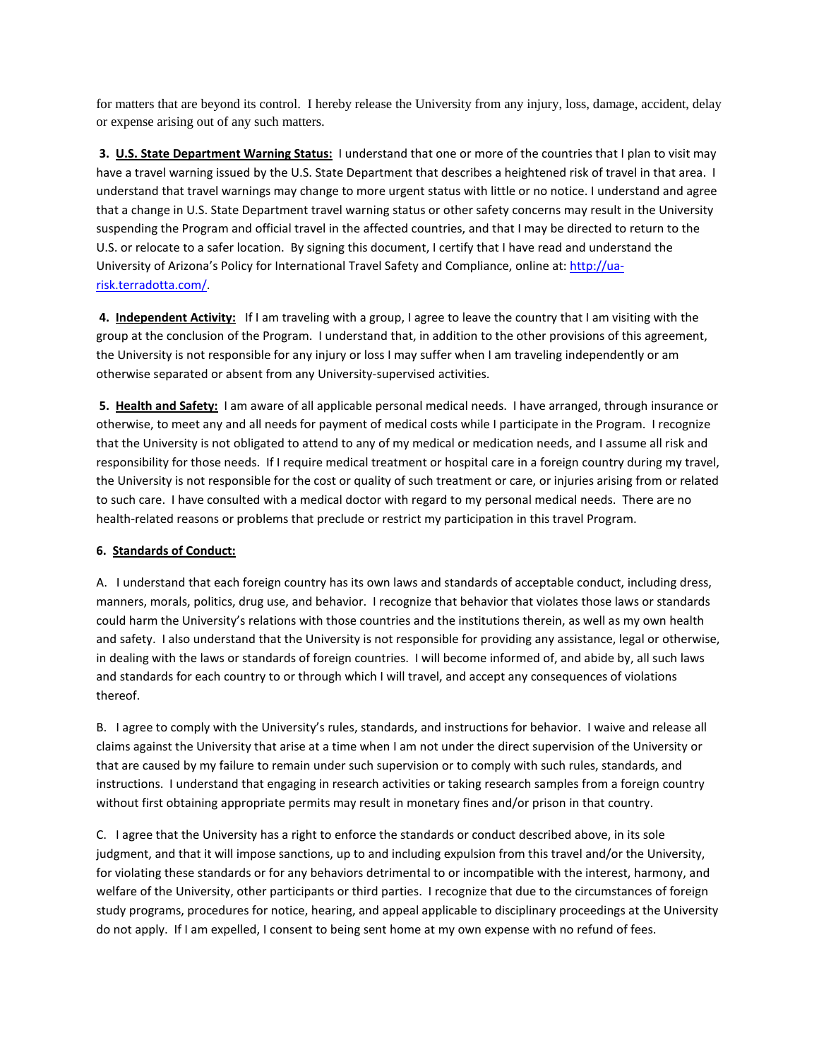for matters that are beyond its control. I hereby release the University from any injury, loss, damage, accident, delay or expense arising out of any such matters.

**3. <u>U.S. State Department Warning Status:</u>** I understand that one or more of the countries that I plan to visit may have a travel warning issued by the U.S. State Department that describes a heightened risk of travel in that area. I understand that travel warnings may change to more urgent status with little or no notice. I understand and agree that a change in U.S. State Department travel warning status or other safety concerns may result in the University suspending the Program and official travel in the affected countries, and that I may be directed to return to the U.S. or relocate to a safer location. By signing this document, I certify that I have read and understand the University of Arizona's Policy for International Travel Safety and Compliance, online at: [http://ua-risk.terradotta.com/](http://ua-risk.terradotta.com/).

**4. <u>Independent Activity:</u>** If I am traveling with a group, I agree to leave the country that I am visiting with the group at the conclusion of the Program. I understand that, in addition to the other provisions of this agreement, the University is not responsible for any injury or loss I may suffer when I am traveling independently or am otherwise separated or absent from any University-supervised activities.

**5. <u>Health and Safety:</u>** I am aware of all applicable personal medical needs. I have arranged, through insurance or otherwise, to meet any and all needs for payment of medical costs while I participate in the Program. I recognize that the University is not obligated to attend to any of my medical or medication needs, and I assume all risk and responsibility for those needs. If I require medical treatment or hospital care in a foreign country during my travel, the University is not responsible for the cost or quality of such treatment or care, or injuries arising from or related to such care. I have consulted with a medical doctor with regard to my personal medical needs. There are no health-related reasons or problems that preclude or restrict my participation in this travel Program.

**6. <u>Standards of Conduct:</u>**

A. I understand that each foreign country has its own laws and standards of acceptable conduct, including dress, manners, morals, politics, drug use, and behavior. I recognize that behavior that violates those laws or standards could harm the University's relations with those countries and the institutions therein, as well as my own health and safety. I also understand that the University is not responsible for providing any assistance, legal or otherwise, in dealing with the laws or standards of foreign countries. I will become informed of, and abide by, all such laws and standards for each country to or through which I will travel, and accept any consequences of violations thereof.

B. I agree to comply with the University's rules, standards, and instructions for behavior. I waive and release all claims against the University that arise at a time when I am not under the direct supervision of the University or that are caused by my failure to remain under such supervision or to comply with such rules, standards, and instructions. I understand that engaging in research activities or taking research samples from a foreign country without first obtaining appropriate permits may result in monetary fines and/or prison in that country.

C. I agree that the University has a right to enforce the standards or conduct described above, in its sole judgment, and that it will impose sanctions, up to and including expulsion from this travel and/or the University, for violating these standards or for any behaviors detrimental to or incompatible with the interest, harmony, and welfare of the University, other participants or third parties. I recognize that due to the circumstances of foreign study programs, procedures for notice, hearing, and appeal applicable to disciplinary proceedings at the University do not apply. If I am expelled, I consent to being sent home at my own expense with no refund of fees.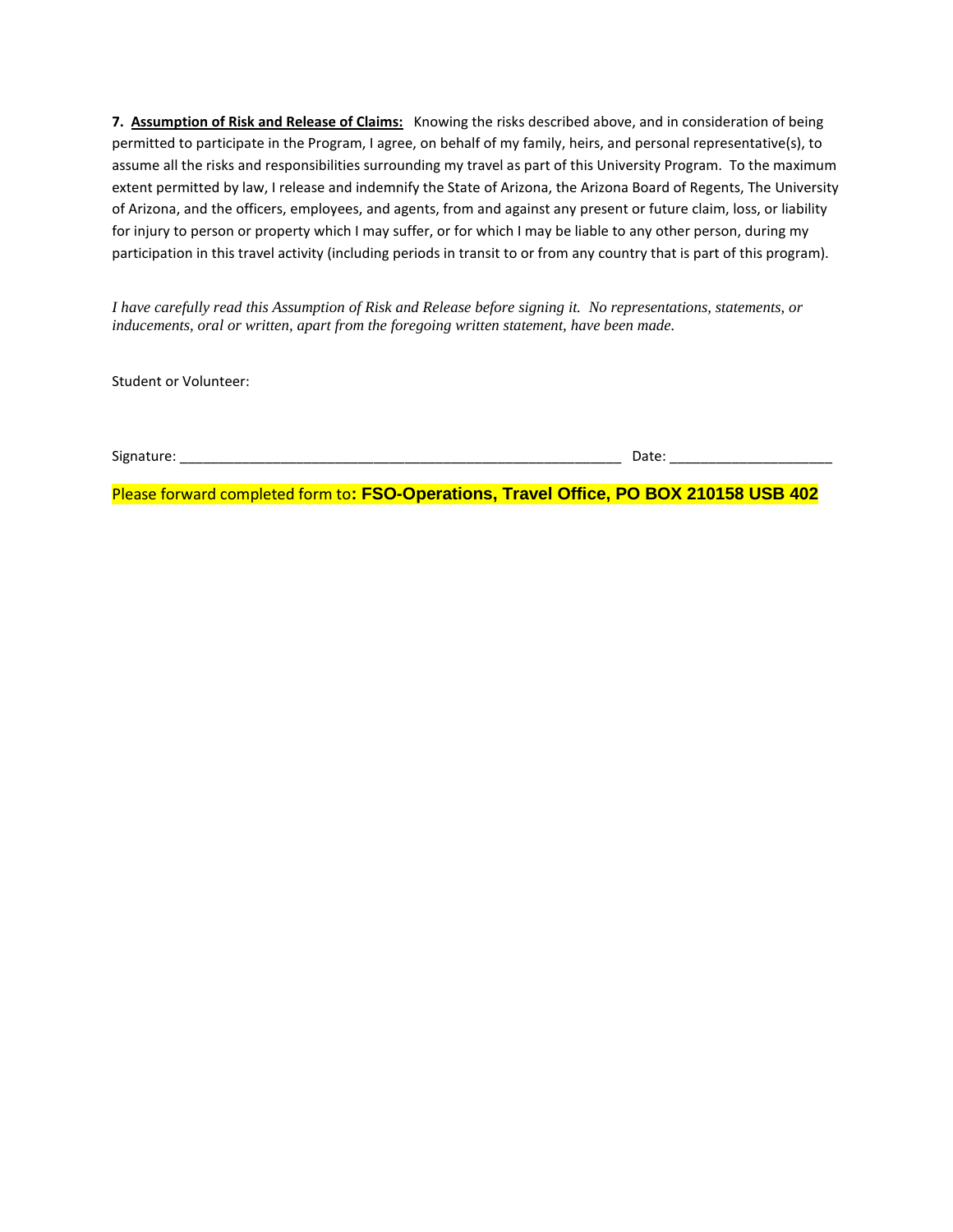**7. Assumption of Risk and Release of Claims:** Knowing the risks described above, and in consideration of being permitted to participate in the Program, I agree, on behalf of my family, heirs, and personal representative(s), to assume all the risks and responsibilities surrounding my travel as part of this University Program. To the maximum extent permitted by law, I release and indemnify the State of Arizona, the Arizona Board of Regents, The University of Arizona, and the officers, employees, and agents, from and against any present or future claim, loss, or liability for injury to person or property which I may suffer, or for which I may be liable to any other person, during my participation in this travel activity (including periods in transit to or from any country that is part of this program).

*I have carefully read this Assumption of Risk and Release before signing it. No representations, statements, or inducements, oral or written, apart from the foregoing written statement, have been made.*

Student or Volunteer:

Signature: ___________________________________________________________ Date: _____________________

Please forward completed form to**: FSO-Operations, Travel Office, PO BOX 210158 USB 402**